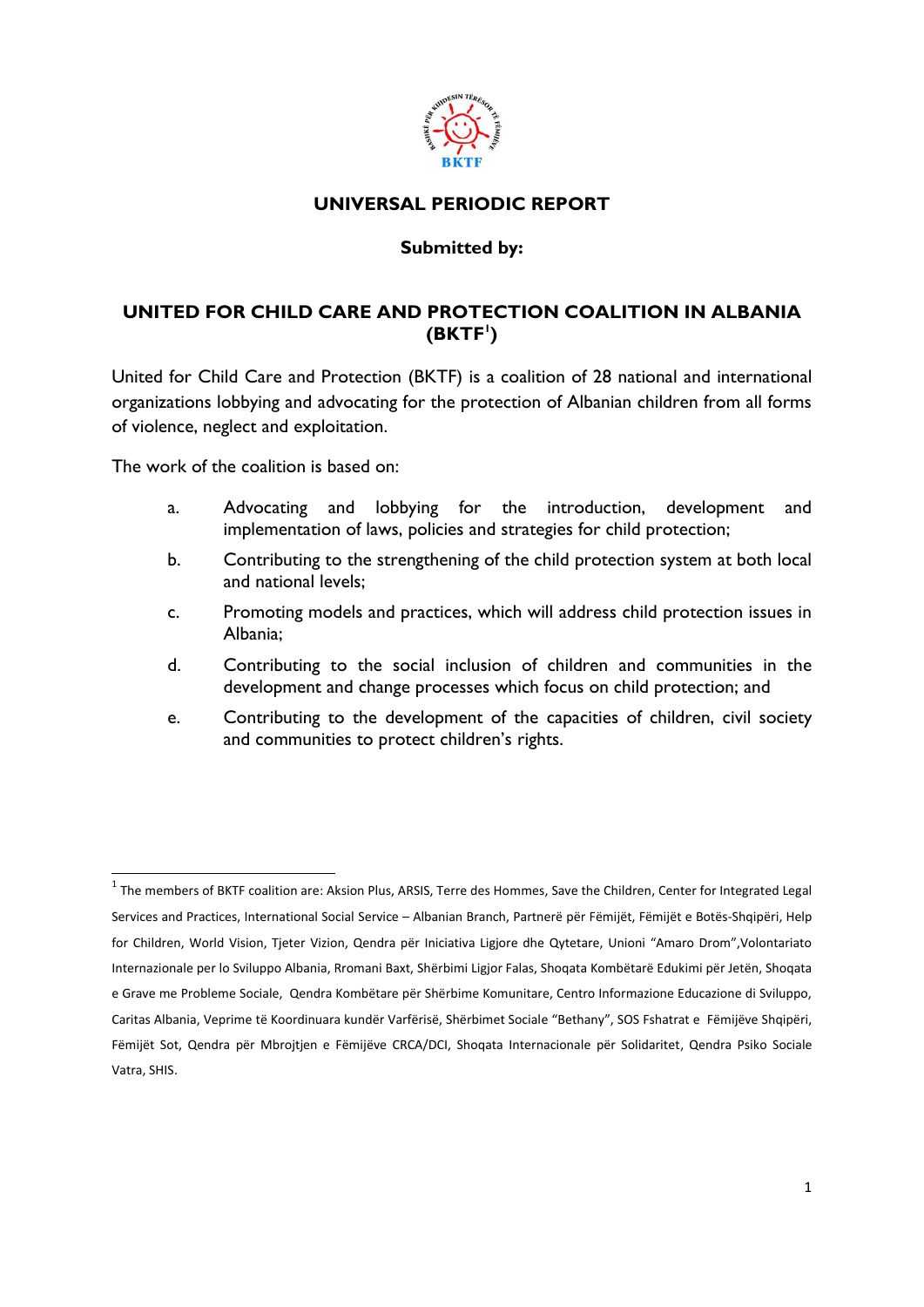# UNIVERSAL PERIODIC REPORT

**Submitted by:**

## UNITED FOR CHILD CARE AND PROTECTION COALITION IN ALBANIA (BKTF[1])

United for Child Care and Protection (BKTF) is a coalition of 28 national and international organizations lobbying and advocating for the protection of Albanian children from all forms of violence, neglect and exploitation.

The work of the coalition is based on:

a. Advocating and lobbying for the introduction, development and implementation of laws, policies and strategies for child protection;

b. Contributing to the strengthening of the child protection system at both local and national levels;

c. Promoting models and practices, which will address child protection issues in Albania;

d. Contributing to the social inclusion of children and communities in the development and change processes which focus on child protection; and

e. Contributing to the development of the capacities of children, civil society and communities to protect children's rights.

---

[1] The members of BKTF coalition are: Aksion Plus, ARSIS, Terre des Hommes, Save the Children, Center for Integrated Legal Services and Practices, International Social Service – Albanian Branch, Partnerë për Fëmijët, Fëmijët e Botës-Shqipëri, Help for Children, World Vision, Tjeter Vizion, Qendra për Iniciativa Ligjore dhe Qytetare, Unioni "Amaro Drom",Volontariato Internazionale per lo Sviluppo Albania, Rromani Baxt, Shërbimi Ligjor Falas, Shoqata Kombëtarë Edukimi për Jetën, Shoqata e Grave me Probleme Sociale, Qendra Kombëtare për Shërbime Komunitare, Centro Informazione Educazione di Sviluppo, Caritas Albania, Veprime të Koordinuara kundër Varfërisë, Shërbimet Sociale "Bethany", SOS Fshatrat e Fëmijëve Shqipëri, Fëmijët Sot, Qendra për Mbrojtjen e Fëmijëve CRCA/DCI, Shoqata Internacionale për Solidaritet, Qendra Psiko Sociale Vatra, SHIS.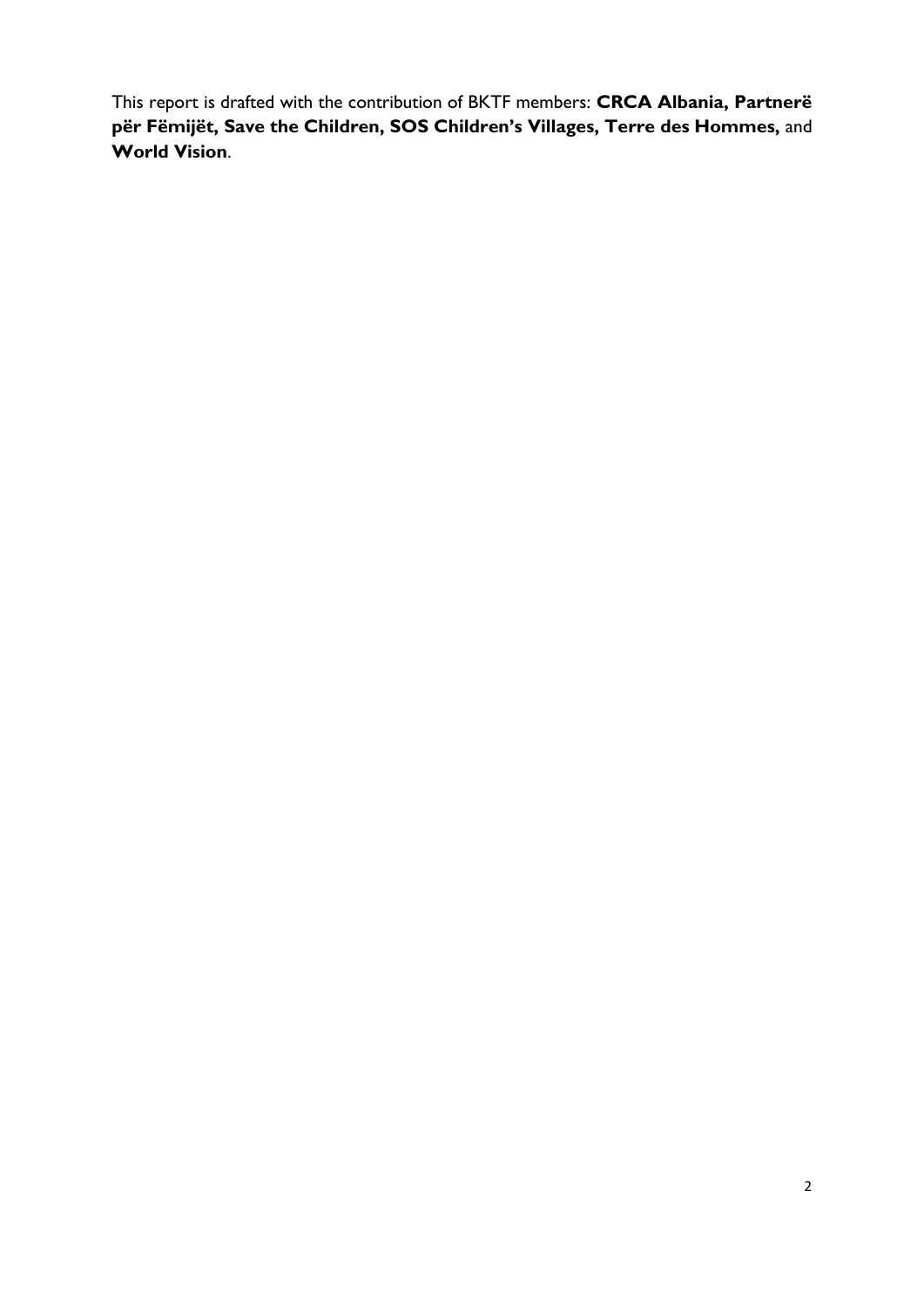This report is drafted with the contribution of BKTF members: **CRCA Albania, Partnerë për Fëmijët, Save the Children, SOS Children's Villages, Terre des Hommes,** and **World Vision**.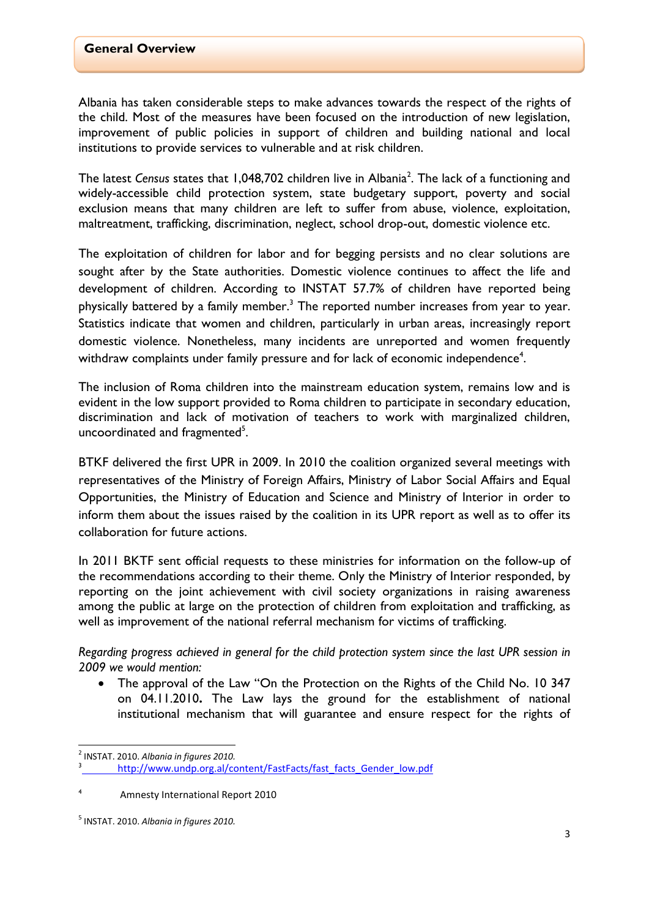## General Overview

Albania has taken considerable steps to make advances towards the respect of the rights of the child. Most of the measures have been focused on the introduction of new legislation, improvement of public policies in support of children and building national and local institutions to provide services to vulnerable and at risk children.

The latest *Census* states that 1,048,702 children live in Albania[2]. The lack of a functioning and widely-accessible child protection system, state budgetary support, poverty and social exclusion means that many children are left to suffer from abuse, violence, exploitation, maltreatment, trafficking, discrimination, neglect, school drop-out, domestic violence etc.

The exploitation of children for labor and for begging persists and no clear solutions are sought after by the State authorities. Domestic violence continues to affect the life and development of children. According to INSTAT 57.7% of children have reported being physically battered by a family member.[3] The reported number increases from year to year. Statistics indicate that women and children, particularly in urban areas, increasingly report domestic violence. Nonetheless, many incidents are unreported and women frequently withdraw complaints under family pressure and for lack of economic independence[4].

The inclusion of Roma children into the mainstream education system, remains low and is evident in the low support provided to Roma children to participate in secondary education, discrimination and lack of motivation of teachers to work with marginalized children, uncoordinated and fragmented[5].

BTKF delivered the first UPR in 2009. In 2010 the coalition organized several meetings with representatives of the Ministry of Foreign Affairs, Ministry of Labor Social Affairs and Equal Opportunities, the Ministry of Education and Science and Ministry of Interior in order to inform them about the issues raised by the coalition in its UPR report as well as to offer its collaboration for future actions.

In 2011 BKTF sent official requests to these ministries for information on the follow-up of the recommendations according to their theme. Only the Ministry of Interior responded, by reporting on the joint achievement with civil society organizations in raising awareness among the public at large on the protection of children from exploitation and trafficking, as well as improvement of the national referral mechanism for victims of trafficking.

*Regarding progress achieved in general for the child protection system since the last UPR session in 2009 we would mention:*

- The approval of the Law "On the Protection on the Rights of the Child No. 10 347 on 04.11.2010**.** The Law lays the ground for the establishment of national institutional mechanism that will guarantee and ensure respect for the rights of

---

[2] INSTAT. 2010. *Albania in figures 2010.*

[3] http://www.undp.org.al/content/FastFacts/fast_facts_Gender_low.pdf

[4] Amnesty International Report 2010

[5] INSTAT. 2010. *Albania in figures 2010.*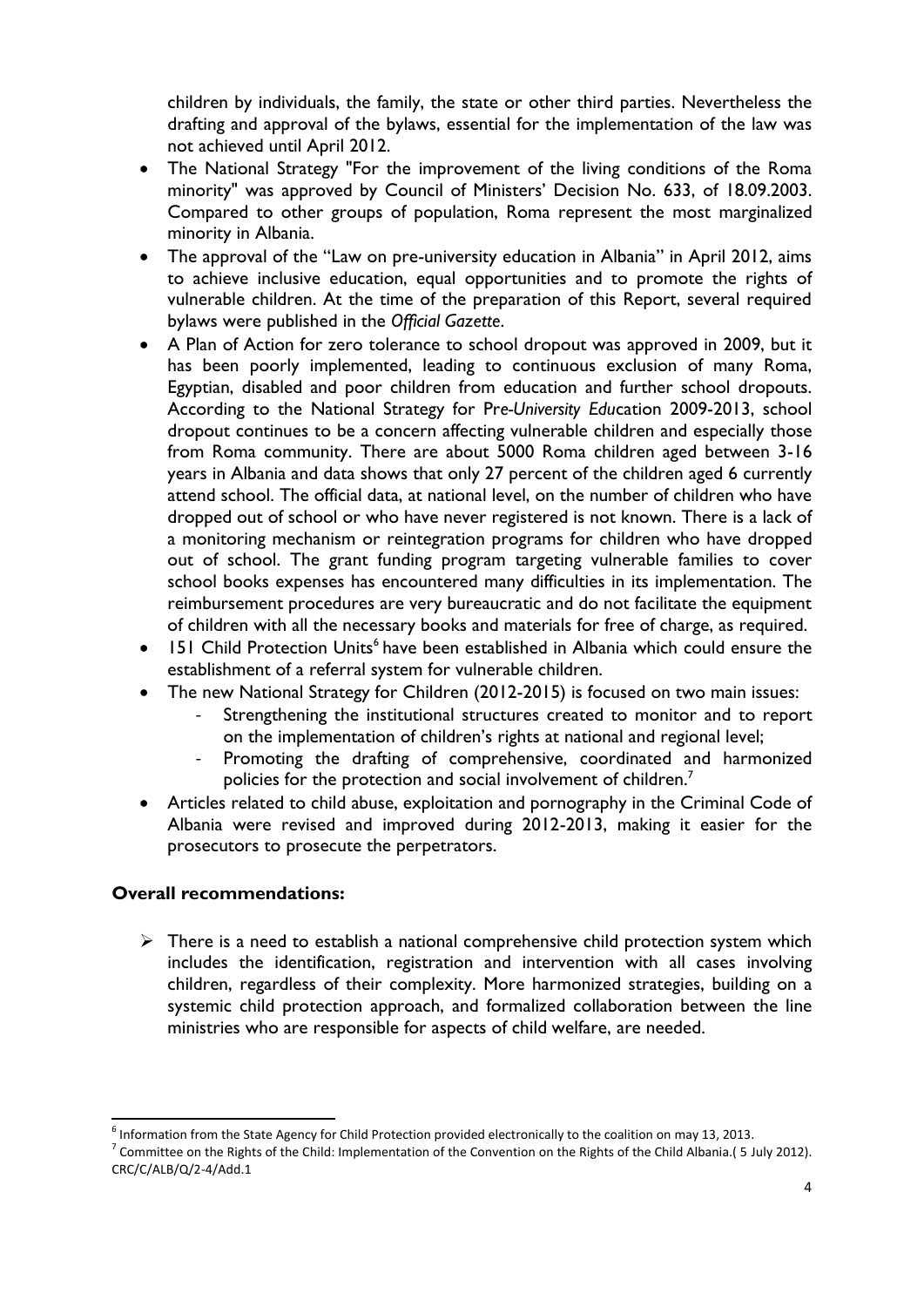children by individuals, the family, the state or other third parties. Nevertheless the drafting and approval of the bylaws, essential for the implementation of the law was not achieved until April 2012.

- The National Strategy "For the improvement of the living conditions of the Roma minority" was approved by Council of Ministers' Decision No. 633, of 18.09.2003. Compared to other groups of population, Roma represent the most marginalized minority in Albania.
- The approval of the "Law on pre-university education in Albania" in April 2012, aims to achieve inclusive education, equal opportunities and to promote the rights of vulnerable children. At the time of the preparation of this Report, several required bylaws were published in the *Official Gazette*.
- A Plan of Action for zero tolerance to school dropout was approved in 2009, but it has been poorly implemented, leading to continuous exclusion of many Roma, Egyptian, disabled and poor children from education and further school dropouts. According to the National Strategy for Pre-*University Edu*cation 2009-2013, school dropout continues to be a concern affecting vulnerable children and especially those from Roma community. There are about 5000 Roma children aged between 3-16 years in Albania and data shows that only 27 percent of the children aged 6 currently attend school. The official data, at national level, on the number of children who have dropped out of school or who have never registered is not known. There is a lack of a monitoring mechanism or reintegration programs for children who have dropped out of school. The grant funding program targeting vulnerable families to cover school books expenses has encountered many difficulties in its implementation. The reimbursement procedures are very bureaucratic and do not facilitate the equipment of children with all the necessary books and materials for free of charge, as required.
- 151 Child Protection Units[6] have been established in Albania which could ensure the establishment of a referral system for vulnerable children.
- The new National Strategy for Children (2012-2015) is focused on two main issues:
    - Strengthening the institutional structures created to monitor and to report on the implementation of children's rights at national and regional level;
    - Promoting the drafting of comprehensive, coordinated and harmonized policies for the protection and social involvement of children.[7]
- Articles related to child abuse, exploitation and pornography in the Criminal Code of Albania were revised and improved during 2012-2013, making it easier for the prosecutors to prosecute the perpetrators.

**Overall recommendations:**

- There is a need to establish a national comprehensive child protection system which includes the identification, registration and intervention with all cases involving children, regardless of their complexity. More harmonized strategies, building on a systemic child protection approach, and formalized collaboration between the line ministries who are responsible for aspects of child welfare, are needed.

---

[6] Information from the State Agency for Child Protection provided electronically to the coalition on may 13, 2013.

[7] Committee on the Rights of the Child: Implementation of the Convention on the Rights of the Child Albania.( 5 July 2012). CRC/C/ALB/Q/2-4/Add.1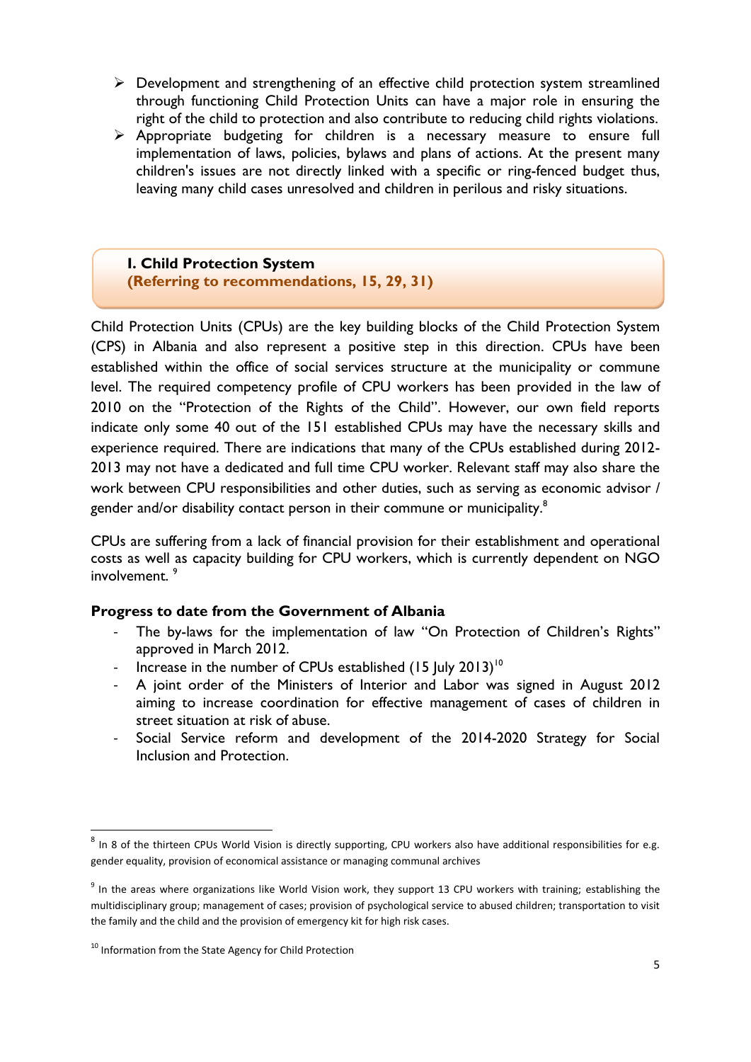- Development and strengthening of an effective child protection system streamlined through functioning Child Protection Units can have a major role in ensuring the right of the child to protection and also contribute to reducing child rights violations.
- Appropriate budgeting for children is a necessary measure to ensure full implementation of laws, policies, bylaws and plans of actions. At the present many children's issues are not directly linked with a specific or ring-fenced budget thus, leaving many child cases unresolved and children in perilous and risky situations.

## I. Child Protection System

**(Referring to recommendations, 15, 29, 31)**

Child Protection Units (CPUs) are the key building blocks of the Child Protection System (CPS) in Albania and also represent a positive step in this direction. CPUs have been established within the office of social services structure at the municipality or commune level. The required competency profile of CPU workers has been provided in the law of 2010 on the "Protection of the Rights of the Child". However, our own field reports indicate only some 40 out of the 151 established CPUs may have the necessary skills and experience required. There are indications that many of the CPUs established during 2012-2013 may not have a dedicated and full time CPU worker. Relevant staff may also share the work between CPU responsibilities and other duties, such as serving as economic advisor / gender and/or disability contact person in their commune or municipality.[8]

CPUs are suffering from a lack of financial provision for their establishment and operational costs as well as capacity building for CPU workers, which is currently dependent on NGO involvement. [9]

### Progress to date from the Government of Albania

- The by-laws for the implementation of law "On Protection of Children's Rights" approved in March 2012.
- Increase in the number of CPUs established (15 July 2013)[10]
- A joint order of the Ministers of Interior and Labor was signed in August 2012 aiming to increase coordination for effective management of cases of children in street situation at risk of abuse.
- Social Service reform and development of the 2014-2020 Strategy for Social Inclusion and Protection.

---

[8] In 8 of the thirteen CPUs World Vision is directly supporting, CPU workers also have additional responsibilities for e.g. gender equality, provision of economical assistance or managing communal archives

[9] In the areas where organizations like World Vision work, they support 13 CPU workers with training; establishing the multidisciplinary group; management of cases; provision of psychological service to abused children; transportation to visit the family and the child and the provision of emergency kit for high risk cases.

[10] Information from the State Agency for Child Protection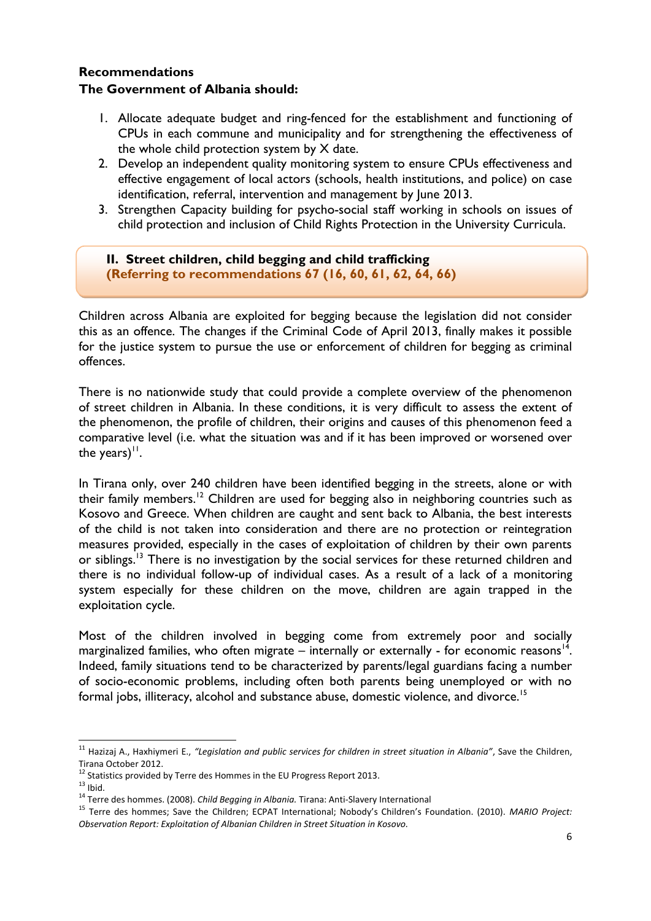**Recommendations**

**The Government of Albania should:**

1. Allocate adequate budget and ring-fenced for the establishment and functioning of CPUs in each commune and municipality and for strengthening the effectiveness of the whole child protection system by X date.
2. Develop an independent quality monitoring system to ensure CPUs effectiveness and effective engagement of local actors (schools, health institutions, and police) on case identification, referral, intervention and management by June 2013.
3. Strengthen Capacity building for psycho-social staff working in schools on issues of child protection and inclusion of Child Rights Protection in the University Curricula.

## II. Street children, child begging and child trafficking
**(Referring to recommendations 67 (16, 60, 61, 62, 64, 66)**

Children across Albania are exploited for begging because the legislation did not consider this as an offence. The changes if the Criminal Code of April 2013, finally makes it possible for the justice system to pursue the use or enforcement of children for begging as criminal offences.

There is no nationwide study that could provide a complete overview of the phenomenon of street children in Albania. In these conditions, it is very difficult to assess the extent of the phenomenon, the profile of children, their origins and causes of this phenomenon feed a comparative level (i.e. what the situation was and if it has been improved or worsened over the years)[11].

In Tirana only, over 240 children have been identified begging in the streets, alone or with their family members.[12] Children are used for begging also in neighboring countries such as Kosovo and Greece. When children are caught and sent back to Albania, the best interests of the child is not taken into consideration and there are no protection or reintegration measures provided, especially in the cases of exploitation of children by their own parents or siblings.[13] There is no investigation by the social services for these returned children and there is no individual follow-up of individual cases. As a result of a lack of a monitoring system especially for these children on the move, children are again trapped in the exploitation cycle.

Most of the children involved in begging come from extremely poor and socially marginalized families, who often migrate – internally or externally - for economic reasons[14]. Indeed, family situations tend to be characterized by parents/legal guardians facing a number of socio-economic problems, including often both parents being unemployed or with no formal jobs, illiteracy, alcohol and substance abuse, domestic violence, and divorce.[15]

---

[11] Hazizaj A., Haxhiymeri E., *"Legislation and public services for children in street situation in Albania"*, Save the Children, Tirana October 2012.

[12] Statistics provided by Terre des Hommes in the EU Progress Report 2013.

[13] Ibid.

[14] Terre des hommes. (2008). *Child Begging in Albania.* Tirana: Anti-Slavery International

[15] Terre des hommes; Save the Children; ECPAT International; Nobody's Children's Foundation. (2010). *MARIO Project: Observation Report: Exploitation of Albanian Children in Street Situation in Kosovo.*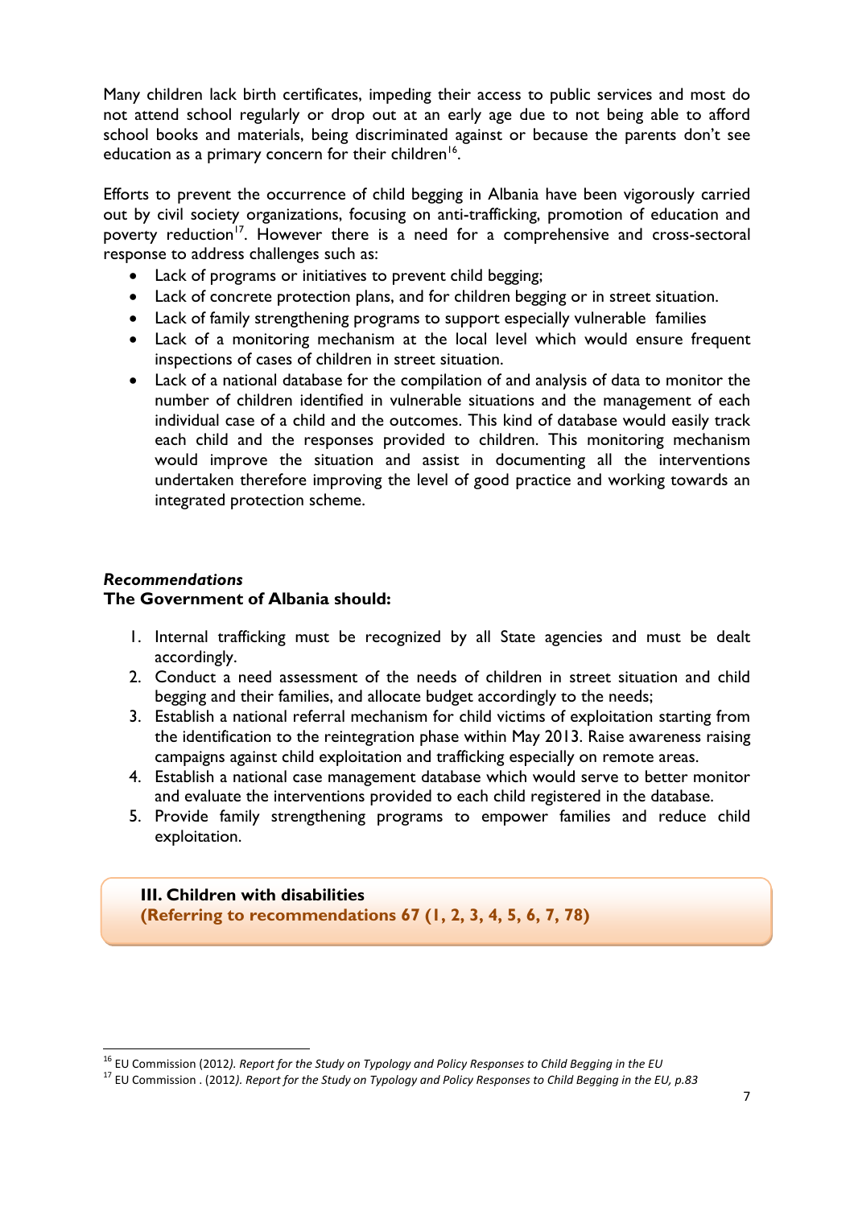Many children lack birth certificates, impeding their access to public services and most do not attend school regularly or drop out at an early age due to not being able to afford school books and materials, being discriminated against or because the parents don't see education as a primary concern for their children[16].

Efforts to prevent the occurrence of child begging in Albania have been vigorously carried out by civil society organizations, focusing on anti-trafficking, promotion of education and poverty reduction[17]. However there is a need for a comprehensive and cross-sectoral response to address challenges such as:

- Lack of programs or initiatives to prevent child begging;
- Lack of concrete protection plans, and for children begging or in street situation.
- Lack of family strengthening programs to support especially vulnerable families
- Lack of a monitoring mechanism at the local level which would ensure frequent inspections of cases of children in street situation.
- Lack of a national database for the compilation of and analysis of data to monitor the number of children identified in vulnerable situations and the management of each individual case of a child and the outcomes. This kind of database would easily track each child and the responses provided to children. This monitoring mechanism would improve the situation and assist in documenting all the interventions undertaken therefore improving the level of good practice and working towards an integrated protection scheme.

***Recommendations***

**The Government of Albania should:**

1. Internal trafficking must be recognized by all State agencies and must be dealt accordingly.
2. Conduct a need assessment of the needs of children in street situation and child begging and their families, and allocate budget accordingly to the needs;
3. Establish a national referral mechanism for child victims of exploitation starting from the identification to the reintegration phase within May 2013. Raise awareness raising campaigns against child exploitation and trafficking especially on remote areas.
4. Establish a national case management database which would serve to better monitor and evaluate the interventions provided to each child registered in the database.
5. Provide family strengthening programs to empower families and reduce child exploitation.

## III. Children with disabilities
**(Referring to recommendations 67 (1, 2, 3, 4, 5, 6, 7, 78)**

---

[16] EU Commission (2012*). Report for the Study on Typology and Policy Responses to Child Begging in the EU*

[17] EU Commission . (2012*). Report for the Study on Typology and Policy Responses to Child Begging in the EU, p.83*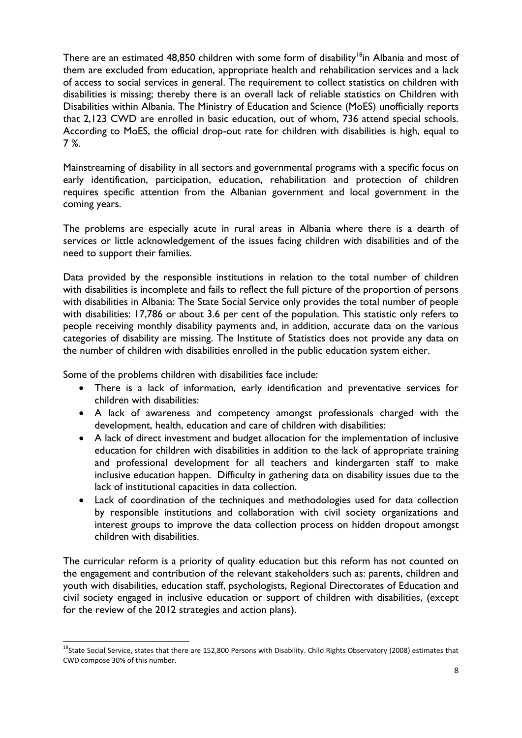There are an estimated 48,850 children with some form of disability[18]in Albania and most of them are excluded from education, appropriate health and rehabilitation services and a lack of access to social services in general. The requirement to collect statistics on children with disabilities is missing; thereby there is an overall lack of reliable statistics on Children with Disabilities within Albania. The Ministry of Education and Science (MoES) unofficially reports that 2,123 CWD are enrolled in basic education, out of whom, 736 attend special schools. According to MoES, the official drop-out rate for children with disabilities is high, equal to 7 %.

Mainstreaming of disability in all sectors and governmental programs with a specific focus on early identification, participation, education, rehabilitation and protection of children requires specific attention from the Albanian government and local government in the coming years.

The problems are especially acute in rural areas in Albania where there is a dearth of services or little acknowledgement of the issues facing children with disabilities and of the need to support their families.

Data provided by the responsible institutions in relation to the total number of children with disabilities is incomplete and fails to reflect the full picture of the proportion of persons with disabilities in Albania: The State Social Service only provides the total number of people with disabilities: 17,786 or about 3.6 per cent of the population. This statistic only refers to people receiving monthly disability payments and, in addition, accurate data on the various categories of disability are missing. The Institute of Statistics does not provide any data on the number of children with disabilities enrolled in the public education system either.

Some of the problems children with disabilities face include:

- There is a lack of information, early identification and preventative services for children with disabilities:
- A lack of awareness and competency amongst professionals charged with the development, health, education and care of children with disabilities:
- A lack of direct investment and budget allocation for the implementation of inclusive education for children with disabilities in addition to the lack of appropriate training and professional development for all teachers and kindergarten staff to make inclusive education happen. Difficulty in gathering data on disability issues due to the lack of institutional capacities in data collection.
- Lack of coordination of the techniques and methodologies used for data collection by responsible institutions and collaboration with civil society organizations and interest groups to improve the data collection process on hidden dropout amongst children with disabilities.

The curricular reform is a priority of quality education but this reform has not counted on the engagement and contribution of the relevant stakeholders such as: parents, children and youth with disabilities, education staff, psychologists, Regional Directorates of Education and civil society engaged in inclusive education or support of children with disabilities, (except for the review of the 2012 strategies and action plans).

[18]State Social Service, states that there are 152,800 Persons with Disability. Child Rights Observatory (2008) estimates that CWD compose 30% of this number.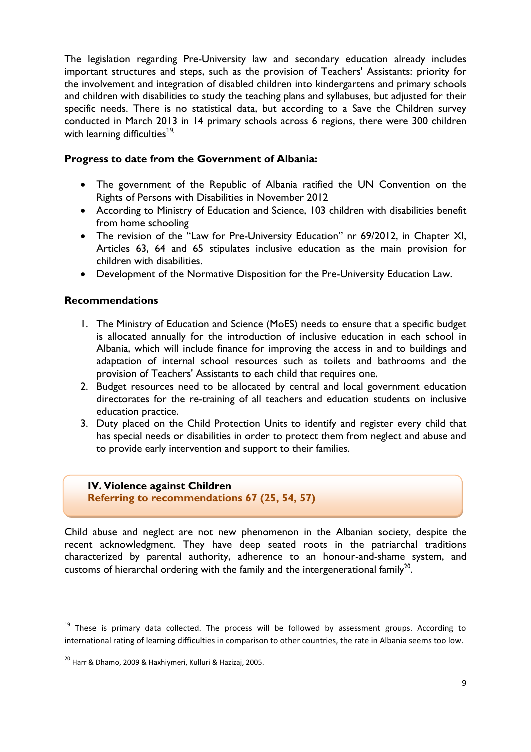The legislation regarding Pre-University law and secondary education already includes important structures and steps, such as the provision of Teachers' Assistants: priority for the involvement and integration of disabled children into kindergartens and primary schools and children with disabilities to study the teaching plans and syllabuses, but adjusted for their specific needs. There is no statistical data, but according to a Save the Children survey conducted in March 2013 in 14 primary schools across 6 regions, there were 300 children with learning difficulties[19].

**Progress to date from the Government of Albania:**

- The government of the Republic of Albania ratified the UN Convention on the Rights of Persons with Disabilities in November 2012
- According to Ministry of Education and Science, 103 children with disabilities benefit from home schooling
- The revision of the "Law for Pre-University Education" nr 69/2012, in Chapter XI, Articles 63, 64 and 65 stipulates inclusive education as the main provision for children with disabilities.
- Development of the Normative Disposition for the Pre-University Education Law.

**Recommendations**

1. The Ministry of Education and Science (MoES) needs to ensure that a specific budget is allocated annually for the introduction of inclusive education in each school in Albania, which will include finance for improving the access in and to buildings and adaptation of internal school resources such as toilets and bathrooms and the provision of Teachers' Assistants to each child that requires one.
2. Budget resources need to be allocated by central and local government education directorates for the re-training of all teachers and education students on inclusive education practice.
3. Duty placed on the Child Protection Units to identify and register every child that has special needs or disabilities in order to protect them from neglect and abuse and to provide early intervention and support to their families.

## IV. Violence against Children

**Referring to recommendations 67 (25, 54, 57)**

Child abuse and neglect are not new phenomenon in the Albanian society, despite the recent acknowledgment. They have deep seated roots in the patriarchal traditions characterized by parental authority, adherence to an honour-and-shame system, and customs of hierarchal ordering with the family and the intergenerational family[20].

---

[19] These is primary data collected. The process will be followed by assessment groups. According to international rating of learning difficulties in comparison to other countries, the rate in Albania seems too low.

[20] Harr & Dhamo, 2009 & Haxhiymeri, Kulluri & Hazizaj, 2005.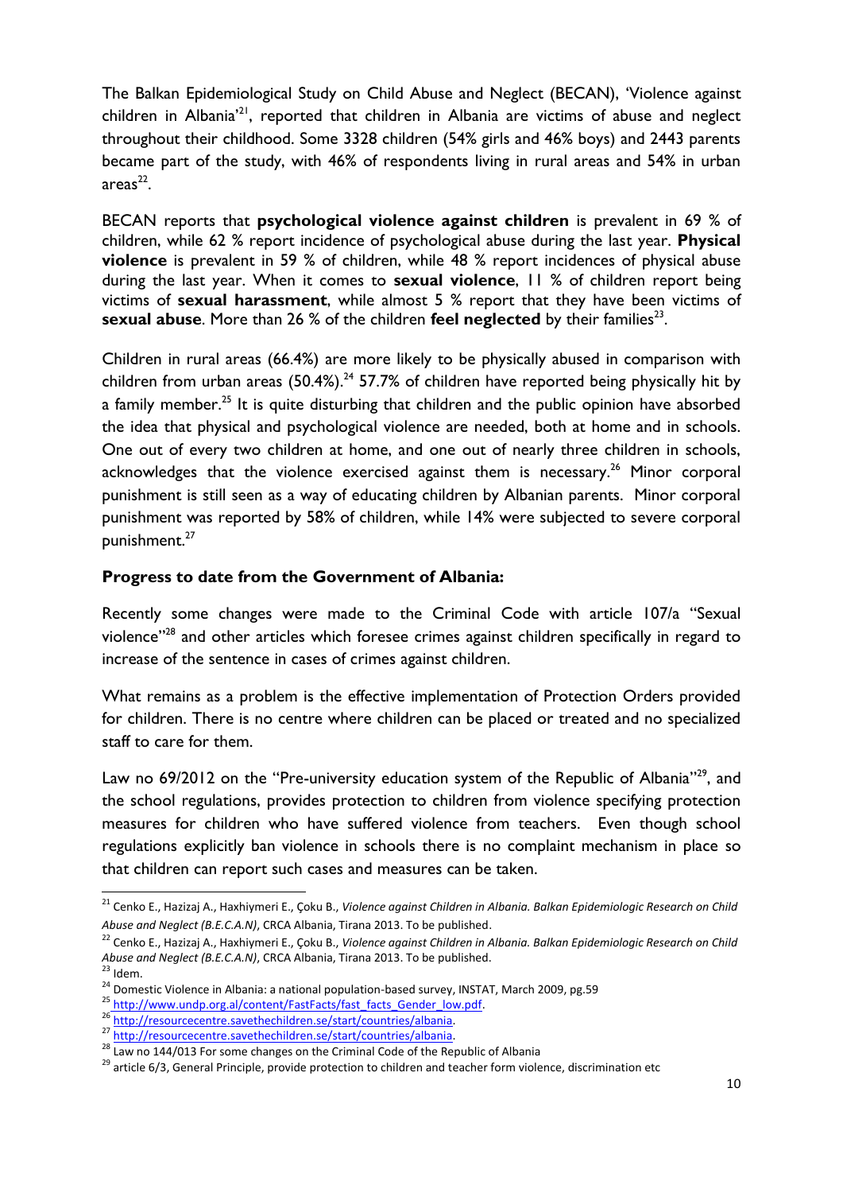The Balkan Epidemiological Study on Child Abuse and Neglect (BECAN), 'Violence against children in Albania'[21], reported that children in Albania are victims of abuse and neglect throughout their childhood. Some 3328 children (54% girls and 46% boys) and 2443 parents became part of the study, with 46% of respondents living in rural areas and 54% in urban areas[22].

BECAN reports that **psychological violence against children** is prevalent in 69 % of children, while 62 % report incidence of psychological abuse during the last year. **Physical violence** is prevalent in 59 % of children, while 48 % report incidences of physical abuse during the last year. When it comes to **sexual violence**, 11 % of children report being victims of **sexual harassment**, while almost 5 % report that they have been victims of **sexual abuse**. More than 26 % of the children **feel neglected** by their families[23].

Children in rural areas (66.4%) are more likely to be physically abused in comparison with children from urban areas (50.4%).[24] 57.7% of children have reported being physically hit by a family member.[25] It is quite disturbing that children and the public opinion have absorbed the idea that physical and psychological violence are needed, both at home and in schools. One out of every two children at home, and one out of nearly three children in schools, acknowledges that the violence exercised against them is necessary.[26] Minor corporal punishment is still seen as a way of educating children by Albanian parents. Minor corporal punishment was reported by 58% of children, while 14% were subjected to severe corporal punishment.[27]

**Progress to date from the Government of Albania:**

Recently some changes were made to the Criminal Code with article 107/a "Sexual violence"[28] and other articles which foresee crimes against children specifically in regard to increase of the sentence in cases of crimes against children.

What remains as a problem is the effective implementation of Protection Orders provided for children. There is no centre where children can be placed or treated and no specialized staff to care for them.

Law no 69/2012 on the "Pre-university education system of the Republic of Albania"[29], and the school regulations, provides protection to children from violence specifying protection measures for children who have suffered violence from teachers. Even though school regulations explicitly ban violence in schools there is no complaint mechanism in place so that children can report such cases and measures can be taken.

---

[21] Cenko E., Hazizaj A., Haxhiymeri E., Çoku B., *Violence against Children in Albania. Balkan Epidemiologic Research on Child Abuse and Neglect (B.E.C.A.N)*, CRCA Albania, Tirana 2013. To be published.

[22] Cenko E., Hazizaj A., Haxhiymeri E., Çoku B., *Violence against Children in Albania. Balkan Epidemiologic Research on Child Abuse and Neglect (B.E.C.A.N)*, CRCA Albania, Tirana 2013. To be published.

[23] Idem.

[24] Domestic Violence in Albania: a national population-based survey, INSTAT, March 2009, pg.59

[25] http://www.undp.org.al/content/FastFacts/fast_facts_Gender_low.pdf.

[26] http://resourcecentre.savethechildren.se/start/countries/albania.

[27] http://resourcecentre.savethechildren.se/start/countries/albania.

[28] Law no 144/013 For some changes on the Criminal Code of the Republic of Albania

[29] article 6/3, General Principle, provide protection to children and teacher form violence, discrimination etc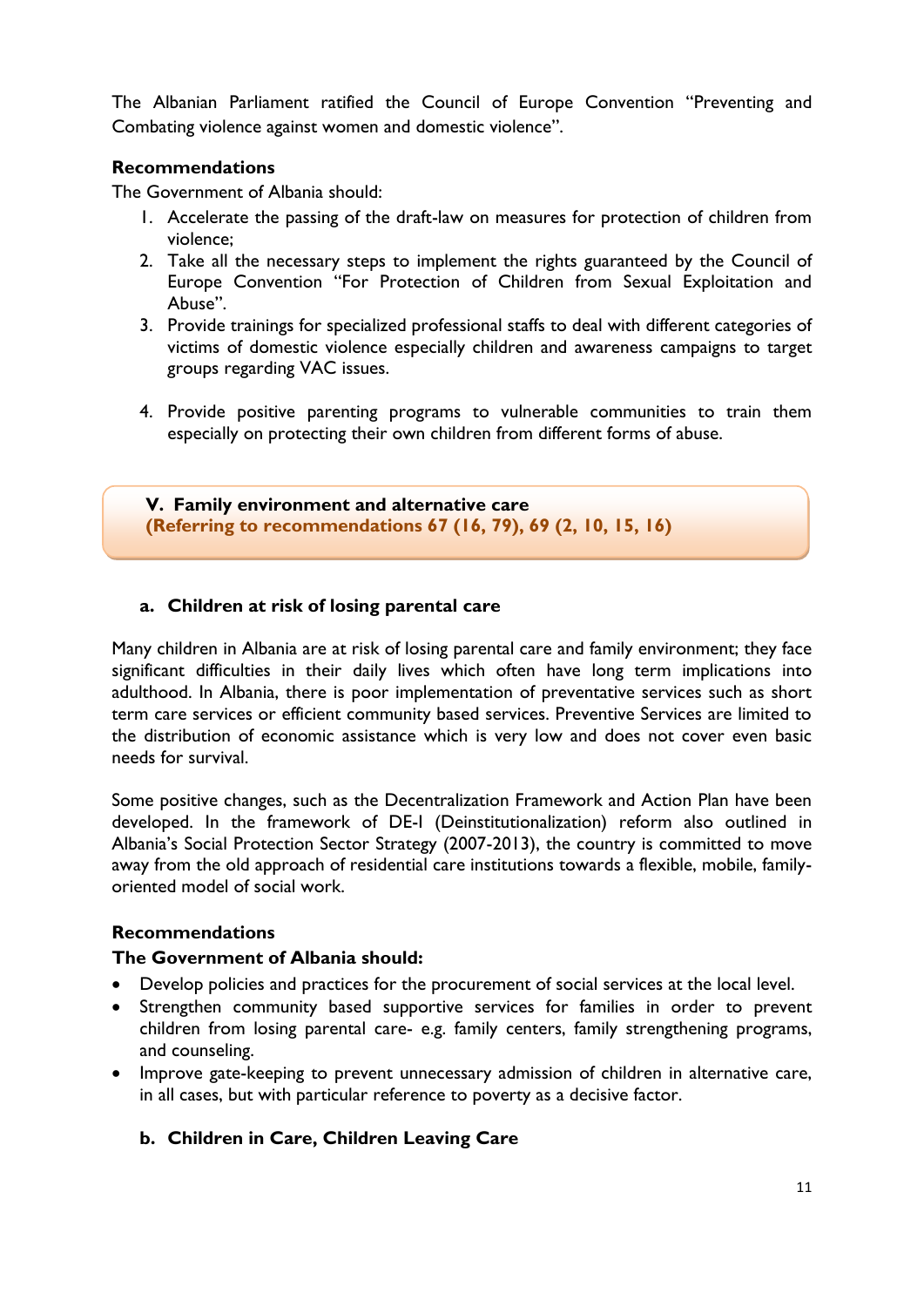The Albanian Parliament ratified the Council of Europe Convention "Preventing and Combating violence against women and domestic violence".

**Recommendations**

The Government of Albania should:

1. Accelerate the passing of the draft-law on measures for protection of children from violence;
2. Take all the necessary steps to implement the rights guaranteed by the Council of Europe Convention "For Protection of Children from Sexual Exploitation and Abuse".
3. Provide trainings for specialized professional staffs to deal with different categories of victims of domestic violence especially children and awareness campaigns to target groups regarding VAC issues.
4. Provide positive parenting programs to vulnerable communities to train them especially on protecting their own children from different forms of abuse.

## V. Family environment and alternative care

**(Referring to recommendations 67 (16, 79), 69 (2, 10, 15, 16)**

### a. Children at risk of losing parental care

Many children in Albania are at risk of losing parental care and family environment; they face significant difficulties in their daily lives which often have long term implications into adulthood. In Albania, there is poor implementation of preventative services such as short term care services or efficient community based services. Preventive Services are limited to the distribution of economic assistance which is very low and does not cover even basic needs for survival.

Some positive changes, such as the Decentralization Framework and Action Plan have been developed. In the framework of DE-I (Deinstitutionalization) reform also outlined in Albania's Social Protection Sector Strategy (2007-2013), the country is committed to move away from the old approach of residential care institutions towards a flexible, mobile, family-oriented model of social work.

**Recommendations**

**The Government of Albania should:**

- Develop policies and practices for the procurement of social services at the local level.
- Strengthen community based supportive services for families in order to prevent children from losing parental care- e.g. family centers, family strengthening programs, and counseling.
- Improve gate-keeping to prevent unnecessary admission of children in alternative care, in all cases, but with particular reference to poverty as a decisive factor.

### b. Children in Care, Children Leaving Care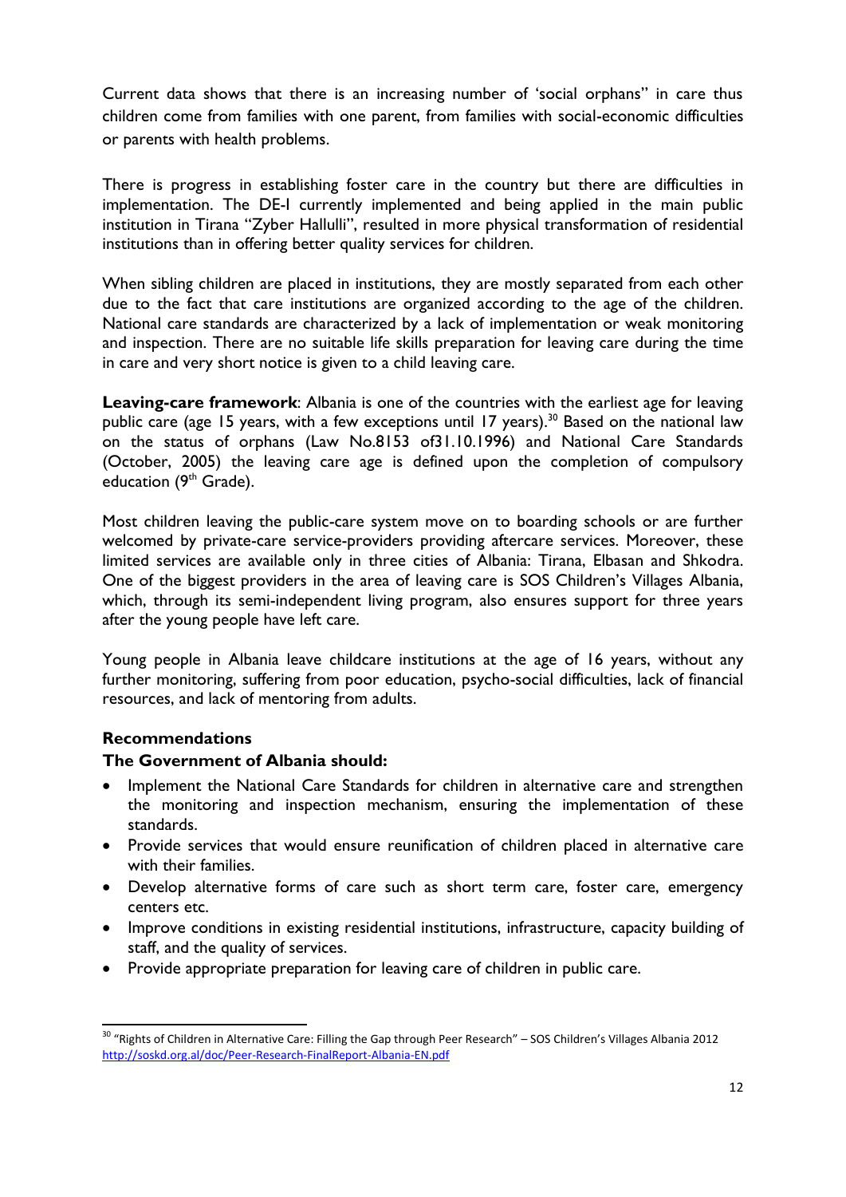Current data shows that there is an increasing number of 'social orphans" in care thus children come from families with one parent, from families with social-economic difficulties or parents with health problems.

There is progress in establishing foster care in the country but there are difficulties in implementation. The DE-I currently implemented and being applied in the main public institution in Tirana "Zyber Hallulli", resulted in more physical transformation of residential institutions than in offering better quality services for children.

When sibling children are placed in institutions, they are mostly separated from each other due to the fact that care institutions are organized according to the age of the children. National care standards are characterized by a lack of implementation or weak monitoring and inspection. There are no suitable life skills preparation for leaving care during the time in care and very short notice is given to a child leaving care.

**Leaving-care framework**: Albania is one of the countries with the earliest age for leaving public care (age 15 years, with a few exceptions until 17 years).[30] Based on the national law on the status of orphans (Law No.8153 of31.10.1996) and National Care Standards (October, 2005) the leaving care age is defined upon the completion of compulsory education (9th Grade).

Most children leaving the public-care system move on to boarding schools or are further welcomed by private-care service-providers providing aftercare services. Moreover, these limited services are available only in three cities of Albania: Tirana, Elbasan and Shkodra. One of the biggest providers in the area of leaving care is SOS Children's Villages Albania, which, through its semi-independent living program, also ensures support for three years after the young people have left care.

Young people in Albania leave childcare institutions at the age of 16 years, without any further monitoring, suffering from poor education, psycho-social difficulties, lack of financial resources, and lack of mentoring from adults.

**Recommendations**

**The Government of Albania should:**

- Implement the National Care Standards for children in alternative care and strengthen the monitoring and inspection mechanism, ensuring the implementation of these standards.
- Provide services that would ensure reunification of children placed in alternative care with their families.
- Develop alternative forms of care such as short term care, foster care, emergency centers etc.
- Improve conditions in existing residential institutions, infrastructure, capacity building of staff, and the quality of services.
- Provide appropriate preparation for leaving care of children in public care.

[30] "Rights of Children in Alternative Care: Filling the Gap through Peer Research" – SOS Children's Villages Albania 2012 http://soskd.org.al/doc/Peer-Research-FinalReport-Albania-EN.pdf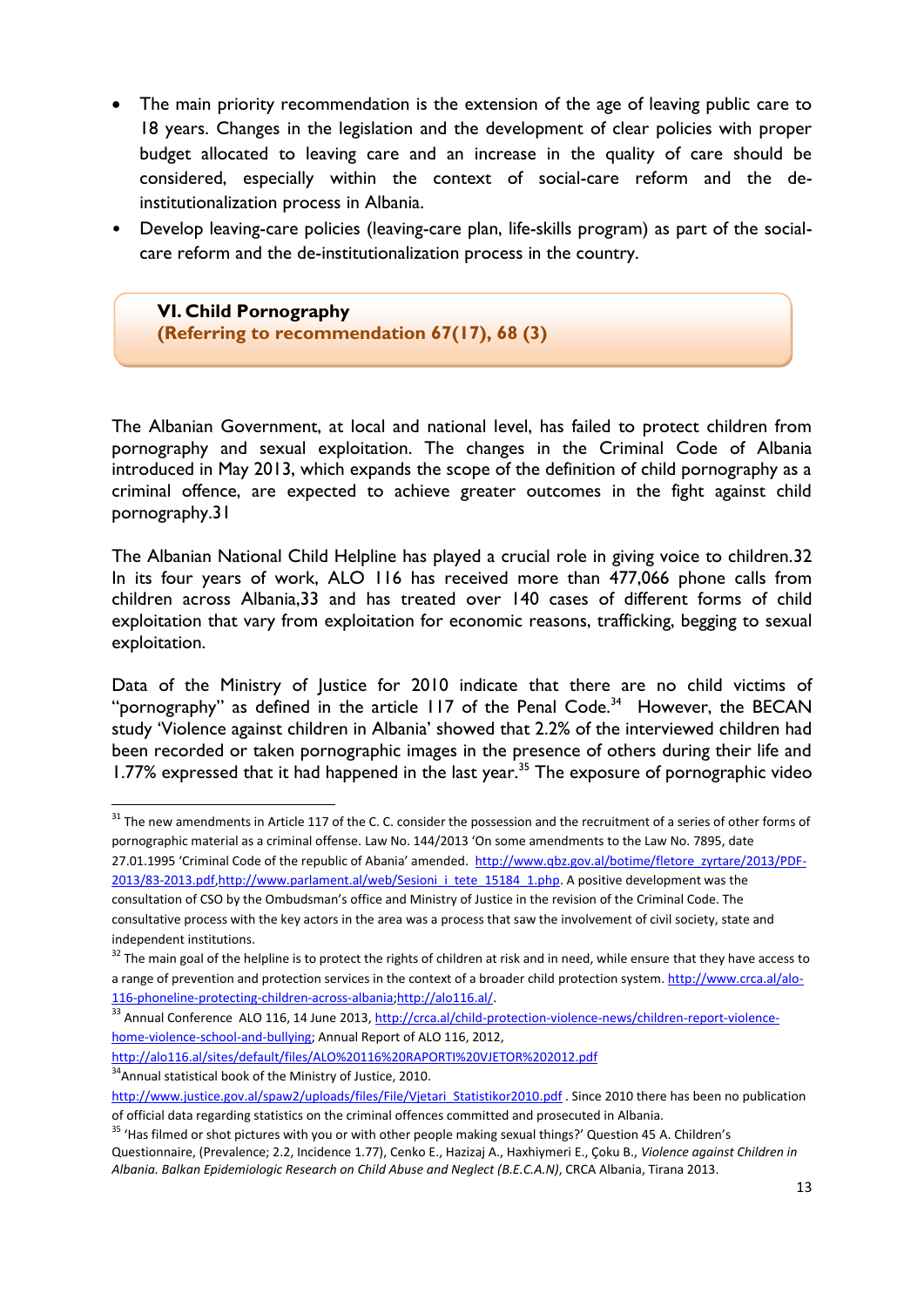- The main priority recommendation is the extension of the age of leaving public care to 18 years. Changes in the legislation and the development of clear policies with proper budget allocated to leaving care and an increase in the quality of care should be considered, especially within the context of social-care reform and the de-institutionalization process in Albania.
- Develop leaving-care policies (leaving-care plan, life-skills program) as part of the social-care reform and the de-institutionalization process in the country.

## VI. Child Pornography

**(Referring to recommendation 67(17), 68 (3)**

The Albanian Government, at local and national level, has failed to protect children from pornography and sexual exploitation. The changes in the Criminal Code of Albania introduced in May 2013, which expands the scope of the definition of child pornography as a criminal offence, are expected to achieve greater outcomes in the fight against child pornography.31

The Albanian National Child Helpline has played a crucial role in giving voice to children.32 In its four years of work, ALO 116 has received more than 477,066 phone calls from children across Albania,33 and has treated over 140 cases of different forms of child exploitation that vary from exploitation for economic reasons, trafficking, begging to sexual exploitation.

Data of the Ministry of Justice for 2010 indicate that there are no child victims of "pornography" as defined in the article 117 of the Penal Code.[34] However, the BECAN study 'Violence against children in Albania' showed that 2.2% of the interviewed children had been recorded or taken pornographic images in the presence of others during their life and 1.77% expressed that it had happened in the last year.[35] The exposure of pornographic video

---

[31] The new amendments in Article 117 of the C. C. consider the possession and the recruitment of a series of other forms of pornographic material as a criminal offense. Law No. 144/2013 'On some amendments to the Law No. 7895, date 27.01.1995 'Criminal Code of the republic of Abania' amended. http://www.qbz.gov.al/botime/fletore_zyrtare/2013/PDF-2013/83-2013.pdf,http://www.parlament.al/web/Sesioni_i_tete_15184_1.php. A positive development was the consultation of CSO by the Ombudsman's office and Ministry of Justice in the revision of the Criminal Code. The consultative process with the key actors in the area was a process that saw the involvement of civil society, state and independent institutions.

[32] The main goal of the helpline is to protect the rights of children at risk and in need, while ensure that they have access to a range of prevention and protection services in the context of a broader child protection system. http://www.crca.al/alo-116-phoneline-protecting-children-across-albania;http://alo116.al/.

[33] Annual Conference ALO 116, 14 June 2013, http://crca.al/child-protection-violence-news/children-report-violence-home-violence-school-and-bullying; Annual Report of ALO 116, 2012, http://alo116.al/sites/default/files/ALO%20116%20RAPORTI%20VJETOR%202012.pdf

[34] Annual statistical book of the Ministry of Justice, 2010. http://www.justice.gov.al/spaw2/uploads/files/File/Vjetari_Statistikor2010.pdf . Since 2010 there has been no publication of official data regarding statistics on the criminal offences committed and prosecuted in Albania.

[35] 'Has filmed or shot pictures with you or with other people making sexual things?' Question 45 A. Children's Questionnaire, (Prevalence; 2.2, Incidence 1.77), Cenko E., Hazizaj A., Haxhiymeri E., Çoku B., *Violence against Children in Albania. Balkan Epidemiologic Research on Child Abuse and Neglect (B.E.C.A.N)*, CRCA Albania, Tirana 2013.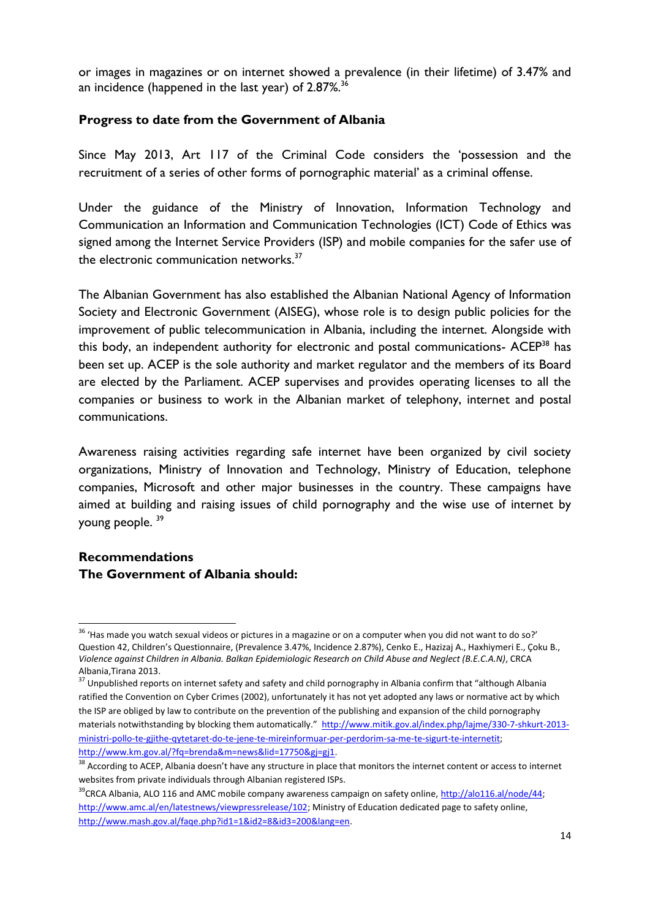or images in magazines or on internet showed a prevalence (in their lifetime) of 3.47% and an incidence (happened in the last year) of 2.87%.[36]

**Progress to date from the Government of Albania**

Since May 2013, Art 117 of the Criminal Code considers the 'possession and the recruitment of a series of other forms of pornographic material' as a criminal offense.

Under the guidance of the Ministry of Innovation, Information Technology and Communication an Information and Communication Technologies (ICT) Code of Ethics was signed among the Internet Service Providers (ISP) and mobile companies for the safer use of the electronic communication networks.[37]

The Albanian Government has also established the Albanian National Agency of Information Society and Electronic Government (AISEG), whose role is to design public policies for the improvement of public telecommunication in Albania, including the internet. Alongside with this body, an independent authority for electronic and postal communications- ACEP[38] has been set up. ACEP is the sole authority and market regulator and the members of its Board are elected by the Parliament. ACEP supervises and provides operating licenses to all the companies or business to work in the Albanian market of telephony, internet and postal communications.

Awareness raising activities regarding safe internet have been organized by civil society organizations, Ministry of Innovation and Technology, Ministry of Education, telephone companies, Microsoft and other major businesses in the country. These campaigns have aimed at building and raising issues of child pornography and the wise use of internet by young people. [39]

**Recommendations**
**The Government of Albania should:**

---

[36] 'Has made you watch sexual videos or pictures in a magazine or on a computer when you did not want to do so?' Question 42, Children's Questionnaire, (Prevalence 3.47%, Incidence 2.87%), Cenko E., Hazizaj A., Haxhiymeri E., Çoku B., *Violence against Children in Albania. Balkan Epidemiologic Research on Child Abuse and Neglect (B.E.C.A.N)*, CRCA Albania,Tirana 2013.

[37] Unpublished reports on internet safety and safety and child pornography in Albania confirm that "although Albania ratified the Convention on Cyber Crimes (2002), unfortunately it has not yet adopted any laws or normative act by which the ISP are obliged by law to contribute on the prevention of the publishing and expansion of the child pornography materials notwithstanding by blocking them automatically." http://www.mitik.gov.al/index.php/lajme/330-7-shkurt-2013-ministri-pollo-te-gjithe-qytetaret-do-te-jene-te-mireinformuar-per-perdorim-sa-me-te-sigurt-te-internetit; http://www.km.gov.al/?fq=brenda&m=news&lid=17750&gj=gj1.

[38] According to ACEP, Albania doesn't have any structure in place that monitors the internet content or access to internet websites from private individuals through Albanian registered ISPs.

[39] CRCA Albania, ALO 116 and AMC mobile company awareness campaign on safety online, http://alo116.al/node/44; http://www.amc.al/en/latestnews/viewpressrelease/102; Ministry of Education dedicated page to safety online, http://www.mash.gov.al/faqe.php?id1=1&id2=8&id3=200&lang=en.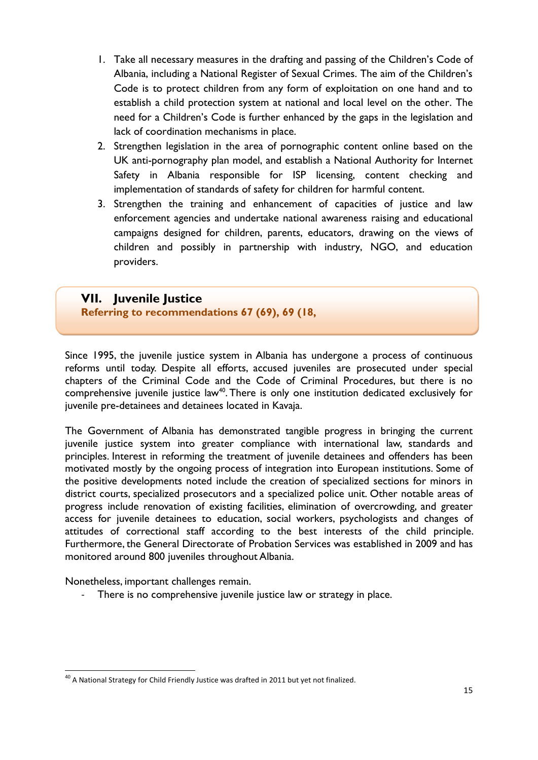1. Take all necessary measures in the drafting and passing of the Children's Code of Albania, including a National Register of Sexual Crimes. The aim of the Children's Code is to protect children from any form of exploitation on one hand and to establish a child protection system at national and local level on the other. The need for a Children's Code is further enhanced by the gaps in the legislation and lack of coordination mechanisms in place.
2. Strengthen legislation in the area of pornographic content online based on the UK anti-pornography plan model, and establish a National Authority for Internet Safety in Albania responsible for ISP licensing, content checking and implementation of standards of safety for children for harmful content.
3. Strengthen the training and enhancement of capacities of justice and law enforcement agencies and undertake national awareness raising and educational campaigns designed for children, parents, educators, drawing on the views of children and possibly in partnership with industry, NGO, and education providers.

## VII. Juvenile Justice

**Referring to recommendations 67 (69), 69 (18,**

Since 1995, the juvenile justice system in Albania has undergone a process of continuous reforms until today. Despite all efforts, accused juveniles are prosecuted under special chapters of the Criminal Code and the Code of Criminal Procedures, but there is no comprehensive juvenile justice law[40]. There is only one institution dedicated exclusively for juvenile pre-detainees and detainees located in Kavaja.

The Government of Albania has demonstrated tangible progress in bringing the current juvenile justice system into greater compliance with international law, standards and principles. Interest in reforming the treatment of juvenile detainees and offenders has been motivated mostly by the ongoing process of integration into European institutions. Some of the positive developments noted include the creation of specialized sections for minors in district courts, specialized prosecutors and a specialized police unit. Other notable areas of progress include renovation of existing facilities, elimination of overcrowding, and greater access for juvenile detainees to education, social workers, psychologists and changes of attitudes of correctional staff according to the best interests of the child principle. Furthermore, the General Directorate of Probation Services was established in 2009 and has monitored around 800 juveniles throughout Albania.

Nonetheless, important challenges remain.

- There is no comprehensive juvenile justice law or strategy in place.

[40] A National Strategy for Child Friendly Justice was drafted in 2011 but yet not finalized.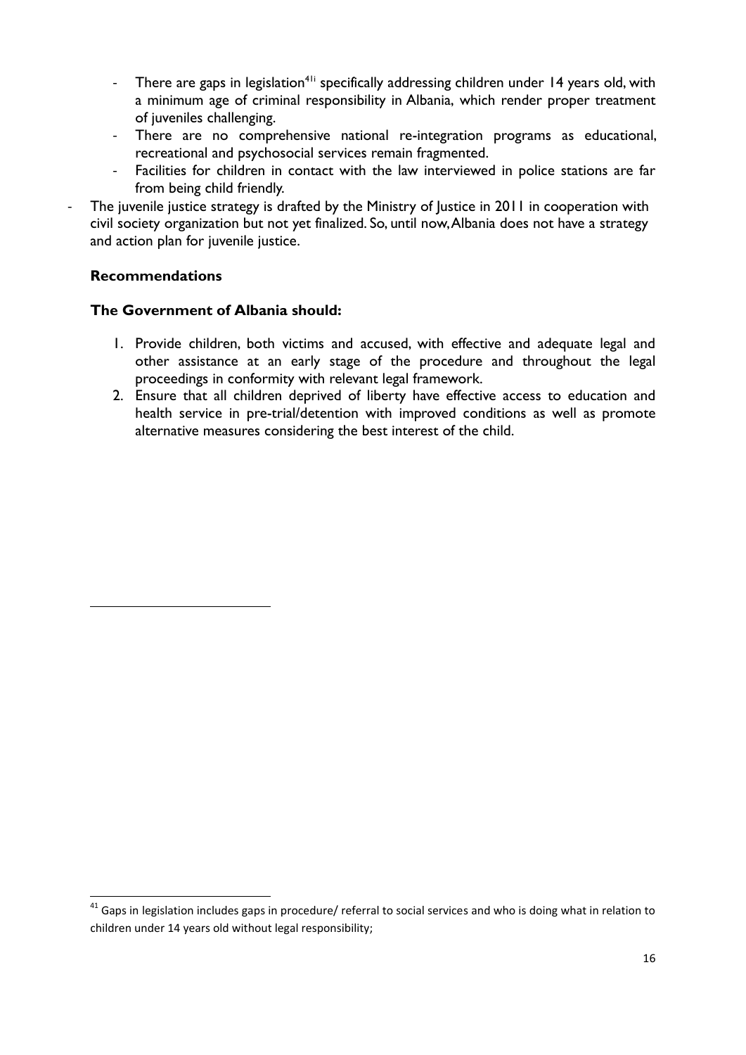- There are gaps in legislation[41] specifically addressing children under 14 years old, with a minimum age of criminal responsibility in Albania, which render proper treatment of juveniles challenging.
  - There are no comprehensive national re-integration programs as educational, recreational and psychosocial services remain fragmented.
  - Facilities for children in contact with the law interviewed in police stations are far from being child friendly.
- The juvenile justice strategy is drafted by the Ministry of Justice in 2011 in cooperation with civil society organization but not yet finalized. So, until now, Albania does not have a strategy and action plan for juvenile justice.

**Recommendations**

**The Government of Albania should:**

1. Provide children, both victims and accused, with effective and adequate legal and other assistance at an early stage of the procedure and throughout the legal proceedings in conformity with relevant legal framework.
2. Ensure that all children deprived of liberty have effective access to education and health service in pre-trial/detention with improved conditions as well as promote alternative measures considering the best interest of the child.

---

[41] Gaps in legislation includes gaps in procedure/ referral to social services and who is doing what in relation to children under 14 years old without legal responsibility;